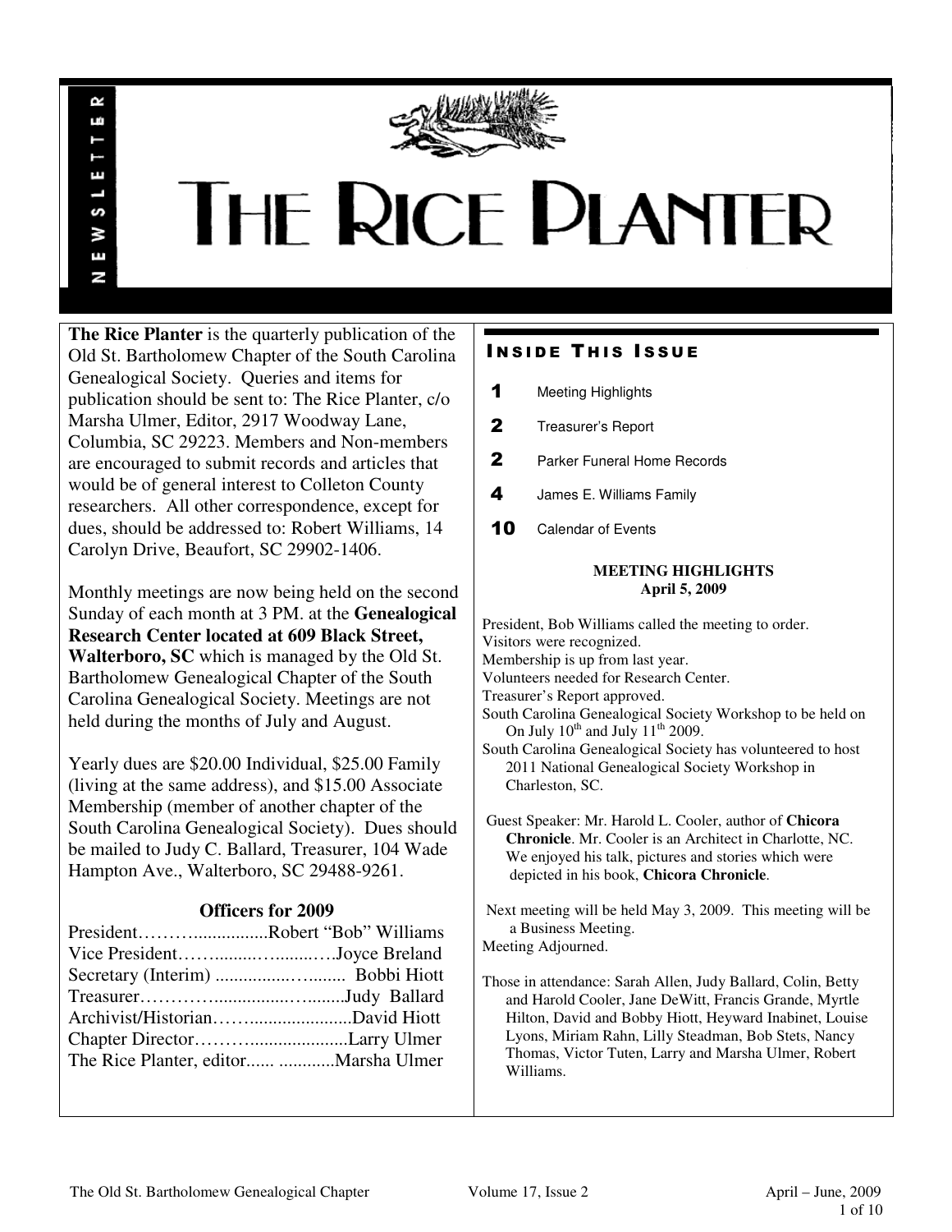# THE RICE PLANTER

NEWSLETTER

**The Rice Planter** is the quarterly publication of the Old St. Bartholomew Chapter of the South Carolina Genealogical Society. Queries and items for publication should be sent to: The Rice Planter, c/o Marsha Ulmer, Editor, 2917 Woodway Lane, Columbia, SC 29223. Members and Non-members are encouraged to submit records and articles that would be of general interest to Colleton County researchers. All other correspondence, except for dues, should be addressed to: Robert Williams, 14 Carolyn Drive, Beaufort, SC 29902-1406.

Monthly meetings are now being held on the second Sunday of each month at 3 PM. at the **Genealogical Research Center located at 609 Black Street, Walterboro, SC** which is managed by the Old St. Bartholomew Genealogical Chapter of the South Carolina Genealogical Society. Meetings are not held during the months of July and August.

Yearly dues are $20.00 Individual, $25.00 Family (living at the same address), and $15.00 Associate Membership (member of another chapter of the South Carolina Genealogical Society). Dues should be mailed to Judy C. Ballard, Treasurer, 104 Wade Hampton Ave., Walterboro, SC 29488-9261.

### Officers for 2009

President……….................Robert "Bob" Williams
Vice President…….........…........….Joyce Breland
Secretary (Interim) ...............…........ Bobbi Hiott
Treasurer…………...............…........Judy Ballard
Archivist/Historian……......................David Hiott
Chapter Director………......................Larry Ulmer
The Rice Planter, editor...... ............Marsha Ulmer

## INSIDE THIS ISSUE

| | |
|---|---|
| 1 | Meeting Highlights |
| 2 | Treasurer's Report |
| 2 | Parker Funeral Home Records |
| 4 | James E. Williams Family |
| 10 | Calendar of Events |

### MEETING HIGHLIGHTS
**April 5, 2009**

President, Bob Williams called the meeting to order.
Visitors were recognized.
Membership is up from last year.
Volunteers needed for Research Center.
Treasurer's Report approved.
South Carolina Genealogical Society Workshop to be held on On July 10th and July 11th 2009.
South Carolina Genealogical Society has volunteered to host 2011 National Genealogical Society Workshop in Charleston, SC.

Guest Speaker: Mr. Harold L. Cooler, author of **Chicora Chronicle**. Mr. Cooler is an Architect in Charlotte, NC. We enjoyed his talk, pictures and stories which were depicted in his book, **Chicora Chronicle**.

Next meeting will be held May 3, 2009. This meeting will be a Business Meeting.
Meeting Adjourned.

Those in attendance: Sarah Allen, Judy Ballard, Colin, Betty and Harold Cooler, Jane DeWitt, Francis Grande, Myrtle Hilton, David and Bobby Hiott, Heyward Inabinet, Louise Lyons, Miriam Rahn, Lilly Steadman, Bob Stets, Nancy Thomas, Victor Tuten, Larry and Marsha Ulmer, Robert Williams.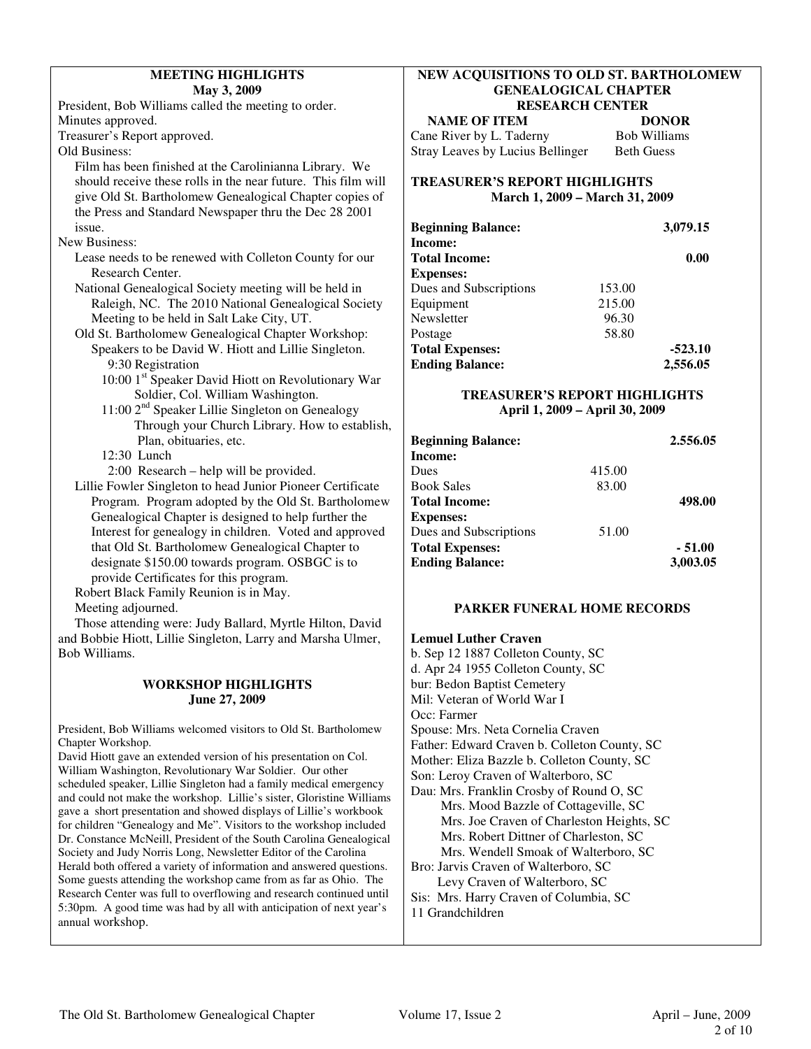## MEETING HIGHLIGHTS
**May 3, 2009**

President, Bob Williams called the meeting to order.
Minutes approved.
Treasurer's Report approved.
Old Business:

Film has been finished at the Carolinianna Library. We should receive these rolls in the near future. This film will give Old St. Bartholomew Genealogical Chapter copies of the Press and Standard Newspaper thru the Dec 28 2001 issue.

New Business:

Lease needs to be renewed with Colleton County for our Research Center.

National Genealogical Society meeting will be held in Raleigh, NC. The 2010 National Genealogical Society Meeting to be held in Salt Lake City, UT.

Old St. Bartholomew Genealogical Chapter Workshop: Speakers to be David W. Hiott and Lillie Singleton.
- 9:30 Registration
- 10:00 1st Speaker David Hiott on Revolutionary War Soldier, Col. William Washington.
- 11:00 2nd Speaker Lillie Singleton on Genealogy Through your Church Library. How to establish, Plan, obituaries, etc.
- 12:30 Lunch
- 2:00 Research – help will be provided.

Lillie Fowler Singleton to head Junior Pioneer Certificate Program. Program adopted by the Old St. Bartholomew Genealogical Chapter is designed to help further the Interest for genealogy in children. Voted and approved that Old St. Bartholomew Genealogical Chapter to designate $150.00 towards program. OSBGC is to provide Certificates for this program.

Robert Black Family Reunion is in May.

Meeting adjourned.

Those attending were: Judy Ballard, Myrtle Hilton, David and Bobbie Hiott, Lillie Singleton, Larry and Marsha Ulmer, Bob Williams.

## WORKSHOP HIGHLIGHTS
**June 27, 2009**

President, Bob Williams welcomed visitors to Old St. Bartholomew Chapter Workshop.
David Hiott gave an extended version of his presentation on Col. William Washington, Revolutionary War Soldier. Our other scheduled speaker, Lillie Singleton had a family medical emergency and could not make the workshop. Lillie's sister, Gloristine Williams gave a short presentation and showed displays of Lillie's workbook for children "Genealogy and Me". Visitors to the workshop included Dr. Constance McNeill, President of the South Carolina Genealogical Society and Judy Norris Long, Newsletter Editor of the Carolina Herald both offered a variety of information and answered questions. Some guests attending the workshop came from as far as Ohio. The Research Center was full to overflowing and research continued until 5:30pm. A good time was had by all with anticipation of next year's annual workshop.

## NEW ACQUISITIONS TO OLD ST. BARTHOLOMEW GENEALOGICAL CHAPTER RESEARCH CENTER

| NAME OF ITEM | DONOR |
|---|---|
| Cane River by L. Taderny | Bob Williams |
| Stray Leaves by Lucius Bellinger | Beth Guess |

## TREASURER'S REPORT HIGHLIGHTS
**March 1, 2009 – March 31, 2009**

| | | |
|---|---|---|
| **Beginning Balance:** | | 3,079.15 |
| **Income:** | | |
| **Total Income:** | | 0.00 |
| **Expenses:** | | |
| Dues and Subscriptions | 153.00 | |
| Equipment | 215.00 | |
| Newsletter | 96.30 | |
| Postage | 58.80 | |
| **Total Expenses:** | | -523.10 |
| **Ending Balance:** | | 2,556.05 |

## TREASURER'S REPORT HIGHLIGHTS
**April 1, 2009 – April 30, 2009**

| | | |
|---|---|---|
| **Beginning Balance:** | | 2.556.05 |
| **Income:** | | |
| Dues | 415.00 | |
| Book Sales | 83.00 | |
| **Total Income:** | | 498.00 |
| **Expenses:** | | |
| Dues and Subscriptions | 51.00 | |
| **Total Expenses:** | | - 51.00 |
| **Ending Balance:** | | 3,003.05 |

## PARKER FUNERAL HOME RECORDS

**Lemuel Luther Craven**
b. Sep 12 1887 Colleton County, SC
d. Apr 24 1955 Colleton County, SC
bur: Bedon Baptist Cemetery
Mil: Veteran of World War I
Occ: Farmer
Spouse: Mrs. Neta Cornelia Craven
Father: Edward Craven b. Colleton County, SC
Mother: Eliza Bazzle b. Colleton County, SC
Son: Leroy Craven of Walterboro, SC
Dau: Mrs. Franklin Crosby of Round O, SC
Mrs. Mood Bazzle of Cottageville, SC
Mrs. Joe Craven of Charleston Heights, SC
Mrs. Robert Dittner of Charleston, SC
Mrs. Wendell Smoak of Walterboro, SC
Bro: Jarvis Craven of Walterboro, SC
Levy Craven of Walterboro, SC
Sis: Mrs. Harry Craven of Columbia, SC
11 Grandchildren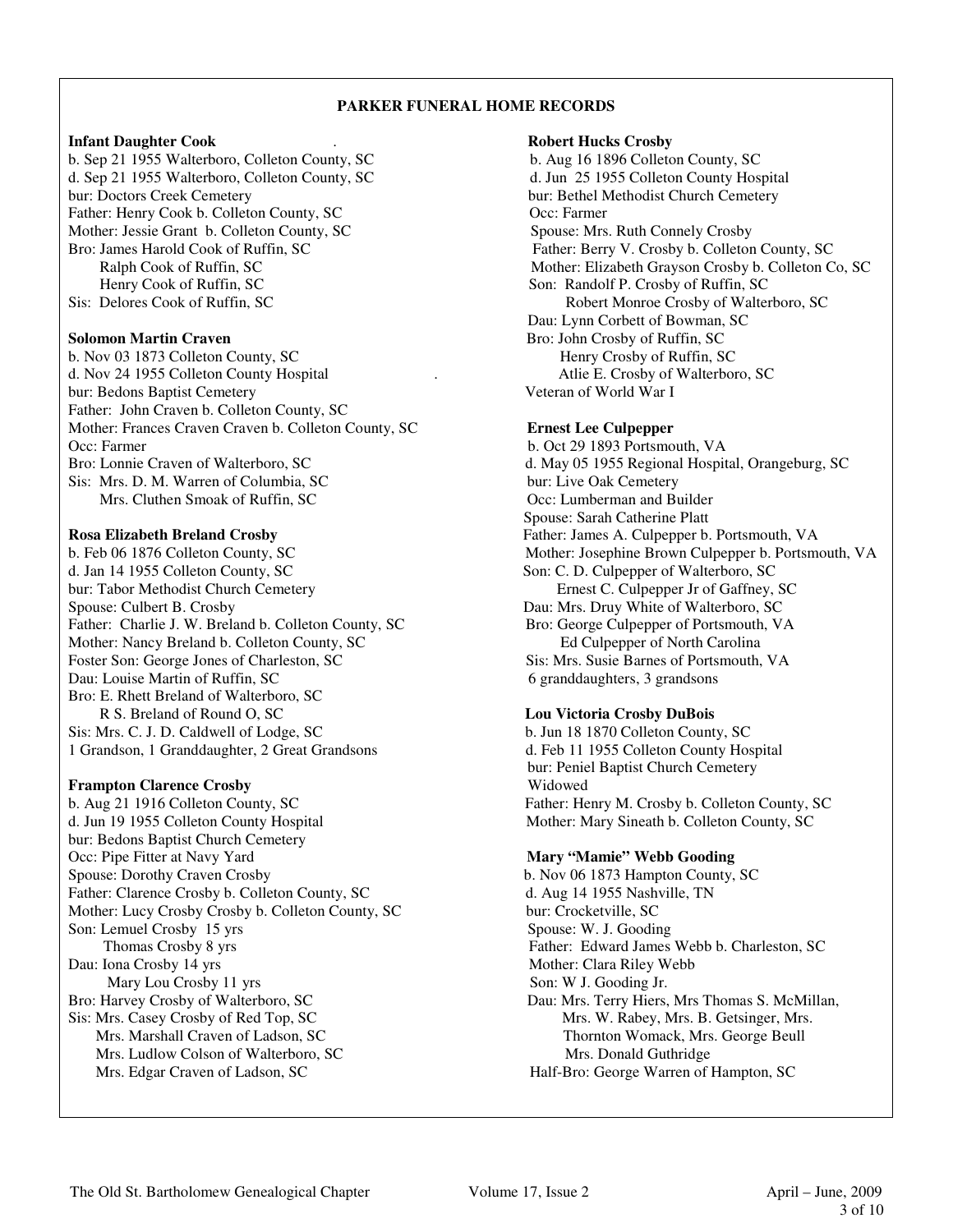## PARKER FUNERAL HOME RECORDS

**Infant Daughter Cook**

b. Sep 21 1955 Walterboro, Colleton County, SC
d. Sep 21 1955 Walterboro, Colleton County, SC
bur: Doctors Creek Cemetery
Father: Henry Cook b. Colleton County, SC
Mother: Jessie Grant b. Colleton County, SC
Bro: James Harold Cook of Ruffin, SC
Ralph Cook of Ruffin, SC
Henry Cook of Ruffin, SC
Sis: Delores Cook of Ruffin, SC

**Solomon Martin Craven**

b. Nov 03 1873 Colleton County, SC
d. Nov 24 1955 Colleton County Hospital
bur: Bedons Baptist Cemetery
Father: John Craven b. Colleton County, SC
Mother: Frances Craven Craven b. Colleton County, SC
Occ: Farmer
Bro: Lonnie Craven of Walterboro, SC
Sis: Mrs. D. M. Warren of Columbia, SC
Mrs. Cluthen Smoak of Ruffin, SC

**Rosa Elizabeth Breland Crosby**

b. Feb 06 1876 Colleton County, SC
d. Jan 14 1955 Colleton County, SC
bur: Tabor Methodist Church Cemetery
Spouse: Culbert B. Crosby
Father: Charlie J. W. Breland b. Colleton County, SC
Mother: Nancy Breland b. Colleton County, SC
Foster Son: George Jones of Charleston, SC
Dau: Louise Martin of Ruffin, SC
Bro: E. Rhett Breland of Walterboro, SC
R S. Breland of Round O, SC
Sis: Mrs. C. J. D. Caldwell of Lodge, SC
1 Grandson, 1 Granddaughter, 2 Great Grandsons

**Frampton Clarence Crosby**

b. Aug 21 1916 Colleton County, SC
d. Jun 19 1955 Colleton County Hospital
bur: Bedons Baptist Church Cemetery
Occ: Pipe Fitter at Navy Yard
Spouse: Dorothy Craven Crosby
Father: Clarence Crosby b. Colleton County, SC
Mother: Lucy Crosby Crosby b. Colleton County, SC
Son: Lemuel Crosby 15 yrs
Thomas Crosby 8 yrs
Dau: Iona Crosby 14 yrs
Mary Lou Crosby 11 yrs
Bro: Harvey Crosby of Walterboro, SC
Sis: Mrs. Casey Crosby of Red Top, SC
Mrs. Marshall Craven of Ladson, SC
Mrs. Ludlow Colson of Walterboro, SC
Mrs. Edgar Craven of Ladson, SC

**Robert Hucks Crosby**

b. Aug 16 1896 Colleton County, SC
d. Jun 25 1955 Colleton County Hospital
bur: Bethel Methodist Church Cemetery
Occ: Farmer
Spouse: Mrs. Ruth Connely Crosby
Father: Berry V. Crosby b. Colleton County, SC
Mother: Elizabeth Grayson Crosby b. Colleton Co, SC
Son: Randolf P. Crosby of Ruffin, SC
Robert Monroe Crosby of Walterboro, SC
Dau: Lynn Corbett of Bowman, SC
Bro: John Crosby of Ruffin, SC
Henry Crosby of Ruffin, SC
Atlie E. Crosby of Walterboro, SC
Veteran of World War I

**Ernest Lee Culpepper**

b. Oct 29 1893 Portsmouth, VA
d. May 05 1955 Regional Hospital, Orangeburg, SC
bur: Live Oak Cemetery
Occ: Lumberman and Builder
Spouse: Sarah Catherine Platt
Father: James A. Culpepper b. Portsmouth, VA
Mother: Josephine Brown Culpepper b. Portsmouth, VA
Son: C. D. Culpepper of Walterboro, SC
Ernest C. Culpepper Jr of Gaffney, SC
Dau: Mrs. Druy White of Walterboro, SC
Bro: George Culpepper of Portsmouth, VA
Ed Culpepper of North Carolina
Sis: Mrs. Susie Barnes of Portsmouth, VA
6 granddaughters, 3 grandsons

**Lou Victoria Crosby DuBois**

b. Jun 18 1870 Colleton County, SC
d. Feb 11 1955 Colleton County Hospital
bur: Peniel Baptist Church Cemetery
Widowed
Father: Henry M. Crosby b. Colleton County, SC
Mother: Mary Sineath b. Colleton County, SC

**Mary "Mamie" Webb Gooding**

b. Nov 06 1873 Hampton County, SC
d. Aug 14 1955 Nashville, TN
bur: Crocketville, SC
Spouse: W. J. Gooding
Father: Edward James Webb b. Charleston, SC
Mother: Clara Riley Webb
Son: W J. Gooding Jr.
Dau: Mrs. Terry Hiers, Mrs Thomas S. McMillan,
Mrs. W. Rabey, Mrs. B. Getsinger, Mrs.
Thornton Womack, Mrs. George Beull
Mrs. Donald Guthridge
Half-Bro: George Warren of Hampton, SC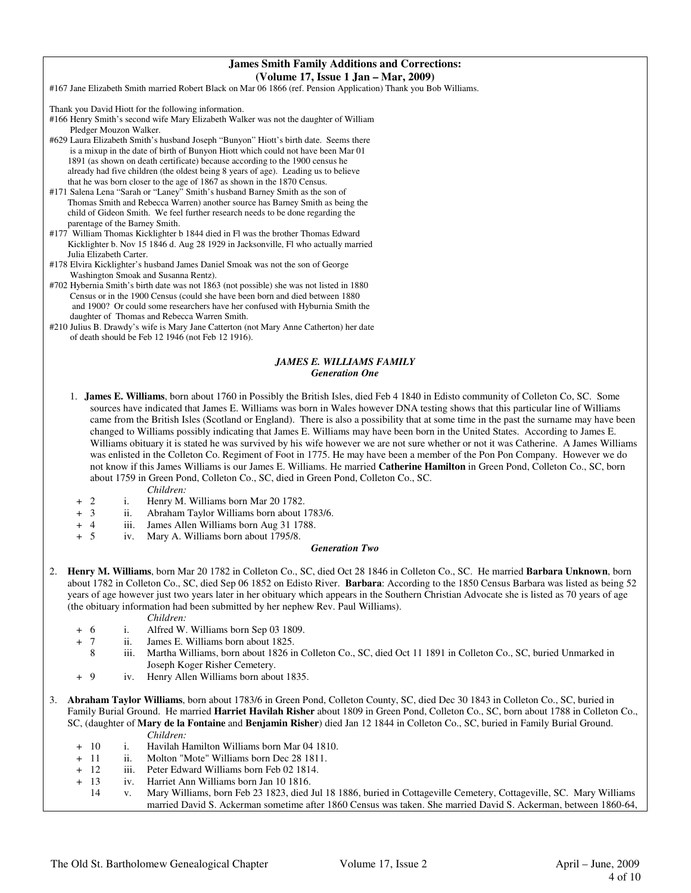## James Smith Family Additions and Corrections:
### (Volume 17, Issue 1 Jan – Mar, 2009)

#167 Jane Elizabeth Smith married Robert Black on Mar 06 1866 (ref. Pension Application) Thank you Bob Williams.

Thank you David Hiott for the following information.

#166 Henry Smith's second wife Mary Elizabeth Walker was not the daughter of William Pledger Mouzon Walker.

#629 Laura Elizabeth Smith's husband Joseph "Bunyon" Hiott's birth date. Seems there is a mixup in the date of birth of Bunyon Hiott which could not have been Mar 01 1891 (as shown on death certificate) because according to the 1900 census he already had five children (the oldest being 8 years of age). Leading us to believe that he was born closer to the age of 1867 as shown in the 1870 Census.

#171 Salena Lena "Sarah or "Laney" Smith's husband Barney Smith as the son of Thomas Smith and Rebecca Warren) another source has Barney Smith as being the child of Gideon Smith. We feel further research needs to be done regarding the parentage of the Barney Smith.

#177 William Thomas Kicklighter b 1844 died in Fl was the brother Thomas Edward Kicklighter b. Nov 15 1846 d. Aug 28 1929 in Jacksonville, Fl who actually married Julia Elizabeth Carter.

#178 Elvira Kicklighter's husband James Daniel Smoak was not the son of George Washington Smoak and Susanna Rentz).

#702 Hybernia Smith's birth date was not 1863 (not possible) she was not listed in 1880 Census or in the 1900 Census (could she have been born and died between 1880 and 1900? Or could some researchers have her confused with Hyburnia Smith the daughter of Thomas and Rebecca Warren Smith.

#210 Julius B. Drawdy's wife is Mary Jane Catterton (not Mary Anne Catherton) her date of death should be Feb 12 1946 (not Feb 12 1916).

## *JAMES E. WILLIAMS FAMILY*
### *Generation One*

1. **James E. Williams**, born about 1760 in Possibly the British Isles, died Feb 4 1840 in Edisto community of Colleton Co, SC. Some sources have indicated that James E. Williams was born in Wales however DNA testing shows that this particular line of Williams came from the British Isles (Scotland or England). There is also a possibility that at some time in the past the surname may have been changed to Williams possibly indicating that James E. Williams may have been born in the United States. According to James E. Williams obituary it is stated he was survived by his wife however we are not sure whether or not it was Catherine. A James Williams was enlisted in the Colleton Co. Regiment of Foot in 1775. He may have been a member of the Pon Pon Company. However we do not know if this James Williams is our James E. Williams. He married **Catherine Hamilton** in Green Pond, Colleton Co., SC, born about 1759 in Green Pond, Colleton Co., SC, died in Green Pond, Colleton Co., SC.

   *Children:*

   - \+ 2 i. Henry M. Williams born Mar 20 1782.
   - \+ 3 ii. Abraham Taylor Williams born about 1783/6.
   - \+ 4 iii. James Allen Williams born Aug 31 1788.
   - \+ 5 iv. Mary A. Williams born about 1795/8.

### *Generation Two*

2. **Henry M. Williams**, born Mar 20 1782 in Colleton Co., SC, died Oct 28 1846 in Colleton Co., SC. He married **Barbara Unknown**, born about 1782 in Colleton Co., SC, died Sep 06 1852 on Edisto River. **Barbara**: According to the 1850 Census Barbara was listed as being 52 years of age however just two years later in her obituary which appears in the Southern Christian Advocate she is listed as 70 years of age (the obituary information had been submitted by her nephew Rev. Paul Williams).

   *Children:*

   - \+ 6 i. Alfred W. Williams born Sep 03 1809.
   - \+ 7 ii. James E. Williams born about 1825.
   - 8 iii. Martha Williams, born about 1826 in Colleton Co., SC, died Oct 11 1891 in Colleton Co., SC, buried Unmarked in Joseph Koger Risher Cemetery.
   - \+ 9 iv. Henry Allen Williams born about 1835.

3. **Abraham Taylor Williams**, born about 1783/6 in Green Pond, Colleton County, SC, died Dec 30 1843 in Colleton Co., SC, buried in Family Burial Ground. He married **Harriet Havilah Risher** about 1809 in Green Pond, Colleton Co., SC, born about 1788 in Colleton Co., SC, (daughter of **Mary de la Fontaine** and **Benjamin Risher**) died Jan 12 1844 in Colleton Co., SC, buried in Family Burial Ground.

   *Children:*

   - \+ 10 i. Havilah Hamilton Williams born Mar 04 1810.
   - \+ 11 ii. Molton "Mote" Williams born Dec 28 1811.
   - \+ 12 iii. Peter Edward Williams born Feb 02 1814.
   - \+ 13 iv. Harriet Ann Williams born Jan 10 1816.
   - 14 v. Mary Williams, born Feb 23 1823, died Jul 18 1886, buried in Cottageville Cemetery, Cottageville, SC. Mary Williams married David S. Ackerman sometime after 1860 Census was taken. She married David S. Ackerman, between 1860-64,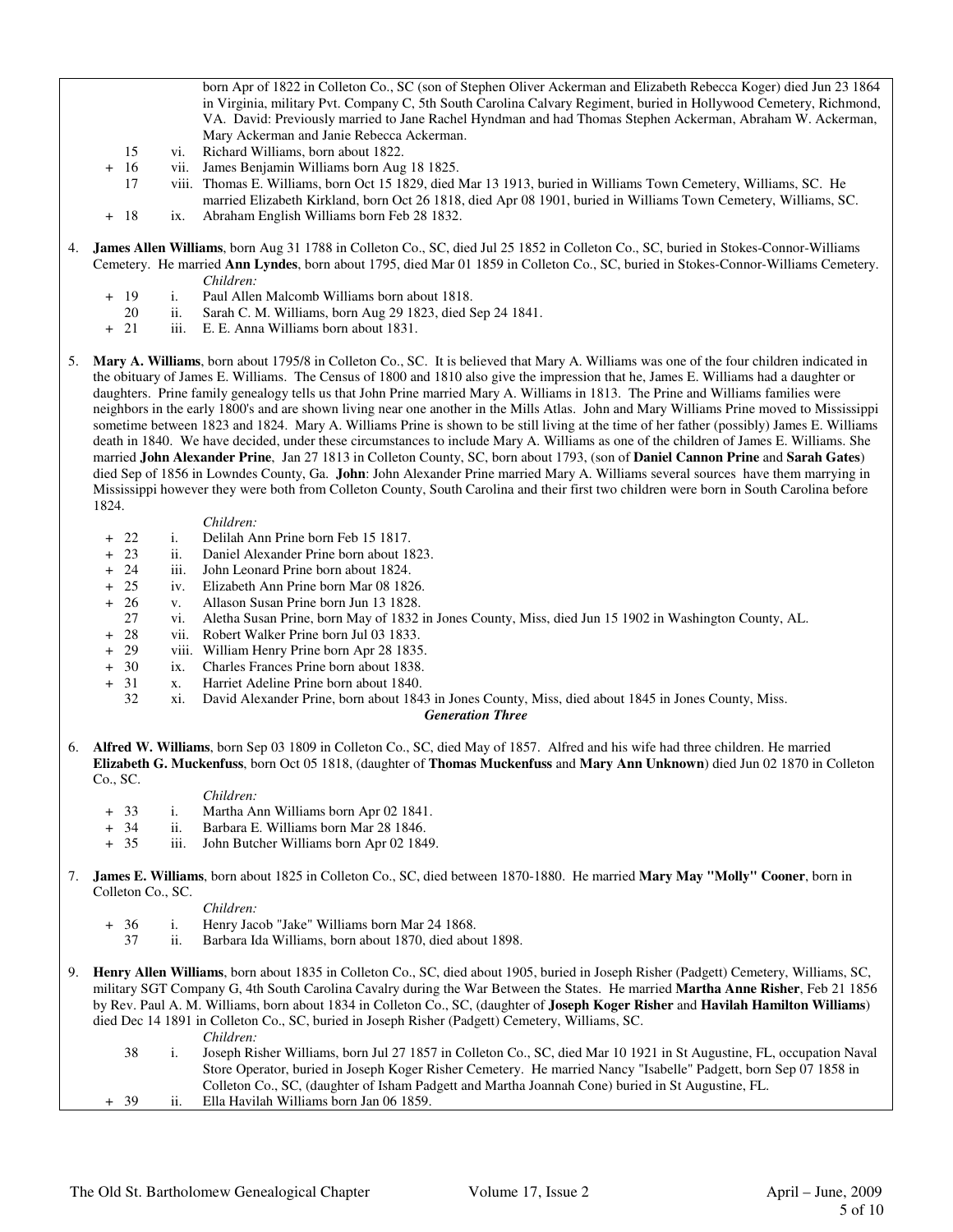born Apr of 1822 in Colleton Co., SC (son of Stephen Oliver Ackerman and Elizabeth Rebecca Koger) died Jun 23 1864 in Virginia, military Pvt. Company C, 5th South Carolina Calvary Regiment, buried in Hollywood Cemetery, Richmond, VA. David: Previously married to Jane Rachel Hyndman and had Thomas Stephen Ackerman, Abraham W. Ackerman, Mary Ackerman and Janie Rebecca Ackerman.

- 15 vi. Richard Williams, born about 1822.
- \+ 16 vii. James Benjamin Williams born Aug 18 1825.
- 17 viii. Thomas E. Williams, born Oct 15 1829, died Mar 13 1913, buried in Williams Town Cemetery, Williams, SC. He married Elizabeth Kirkland, born Oct 26 1818, died Apr 08 1901, buried in Williams Town Cemetery, Williams, SC.
- \+ 18 ix. Abraham English Williams born Feb 28 1832.

4. **James Allen Williams**, born Aug 31 1788 in Colleton Co., SC, died Jul 25 1852 in Colleton Co., SC, buried in Stokes-Connor-Williams Cemetery. He married **Ann Lyndes**, born about 1795, died Mar 01 1859 in Colleton Co., SC, buried in Stokes-Connor-Williams Cemetery.

*Children:*

- \+ 19 i. Paul Allen Malcomb Williams born about 1818.
- 20 ii. Sarah C. M. Williams, born Aug 29 1823, died Sep 24 1841.
- \+ 21 iii. E. E. Anna Williams born about 1831.

5. **Mary A. Williams**, born about 1795/8 in Colleton Co., SC. It is believed that Mary A. Williams was one of the four children indicated in the obituary of James E. Williams. The Census of 1800 and 1810 also give the impression that he, James E. Williams had a daughter or daughters. Prine family genealogy tells us that John Prine married Mary A. Williams in 1813. The Prine and Williams families were neighbors in the early 1800's and are shown living near one another in the Mills Atlas. John and Mary Williams Prine moved to Mississippi sometime between 1823 and 1824. Mary A. Williams Prine is shown to be still living at the time of her father (possibly) James E. Williams death in 1840. We have decided, under these circumstances to include Mary A. Williams as one of the children of James E. Williams. She married **John Alexander Prine**, Jan 27 1813 in Colleton County, SC, born about 1793, (son of **Daniel Cannon Prine** and **Sarah Gates**) died Sep of 1856 in Lowndes County, Ga. **John**: John Alexander Prine married Mary A. Williams several sources have them marrying in Mississippi however they were both from Colleton County, South Carolina and their first two children were born in South Carolina before 1824.

*Children:*

- \+ 22 i. Delilah Ann Prine born Feb 15 1817.
- \+ 23 ii. Daniel Alexander Prine born about 1823.
- \+ 24 iii. John Leonard Prine born about 1824.
- \+ 25 iv. Elizabeth Ann Prine born Mar 08 1826.
- \+ 26 v. Allason Susan Prine born Jun 13 1828.
- 27 vi. Aletha Susan Prine, born May of 1832 in Jones County, Miss, died Jun 15 1902 in Washington County, AL.
- \+ 28 vii. Robert Walker Prine born Jul 03 1833.
- \+ 29 viii. William Henry Prine born Apr 28 1835.
- \+ 30 ix. Charles Frances Prine born about 1838.
- \+ 31 x. Harriet Adeline Prine born about 1840.
- 32 xi. David Alexander Prine, born about 1843 in Jones County, Miss, died about 1845 in Jones County, Miss.

***Generation Three***

6. **Alfred W. Williams**, born Sep 03 1809 in Colleton Co., SC, died May of 1857. Alfred and his wife had three children. He married **Elizabeth G. Muckenfuss**, born Oct 05 1818, (daughter of **Thomas Muckenfuss** and **Mary Ann Unknown**) died Jun 02 1870 in Colleton Co., SC.

*Children:*

- \+ 33 i. Martha Ann Williams born Apr 02 1841.
- \+ 34 ii. Barbara E. Williams born Mar 28 1846.
- \+ 35 iii. John Butcher Williams born Apr 02 1849.

7. **James E. Williams**, born about 1825 in Colleton Co., SC, died between 1870-1880. He married **Mary May "Molly" Cooner**, born in Colleton Co., SC.

*Children:*

- \+ 36 i. Henry Jacob "Jake" Williams born Mar 24 1868.
- 37 ii. Barbara Ida Williams, born about 1870, died about 1898.

9. **Henry Allen Williams**, born about 1835 in Colleton Co., SC, died about 1905, buried in Joseph Risher (Padgett) Cemetery, Williams, SC, military SGT Company G, 4th South Carolina Cavalry during the War Between the States. He married **Martha Anne Risher**, Feb 21 1856 by Rev. Paul A. M. Williams, born about 1834 in Colleton Co., SC, (daughter of **Joseph Koger Risher** and **Havilah Hamilton Williams**) died Dec 14 1891 in Colleton Co., SC, buried in Joseph Risher (Padgett) Cemetery, Williams, SC.

*Children:*

- 38 i. Joseph Risher Williams, born Jul 27 1857 in Colleton Co., SC, died Mar 10 1921 in St Augustine, FL, occupation Naval Store Operator, buried in Joseph Koger Risher Cemetery. He married Nancy "Isabelle" Padgett, born Sep 07 1858 in Colleton Co., SC, (daughter of Isham Padgett and Martha Joannah Cone) buried in St Augustine, FL.
- \+ 39 ii. Ella Havilah Williams born Jan 06 1859.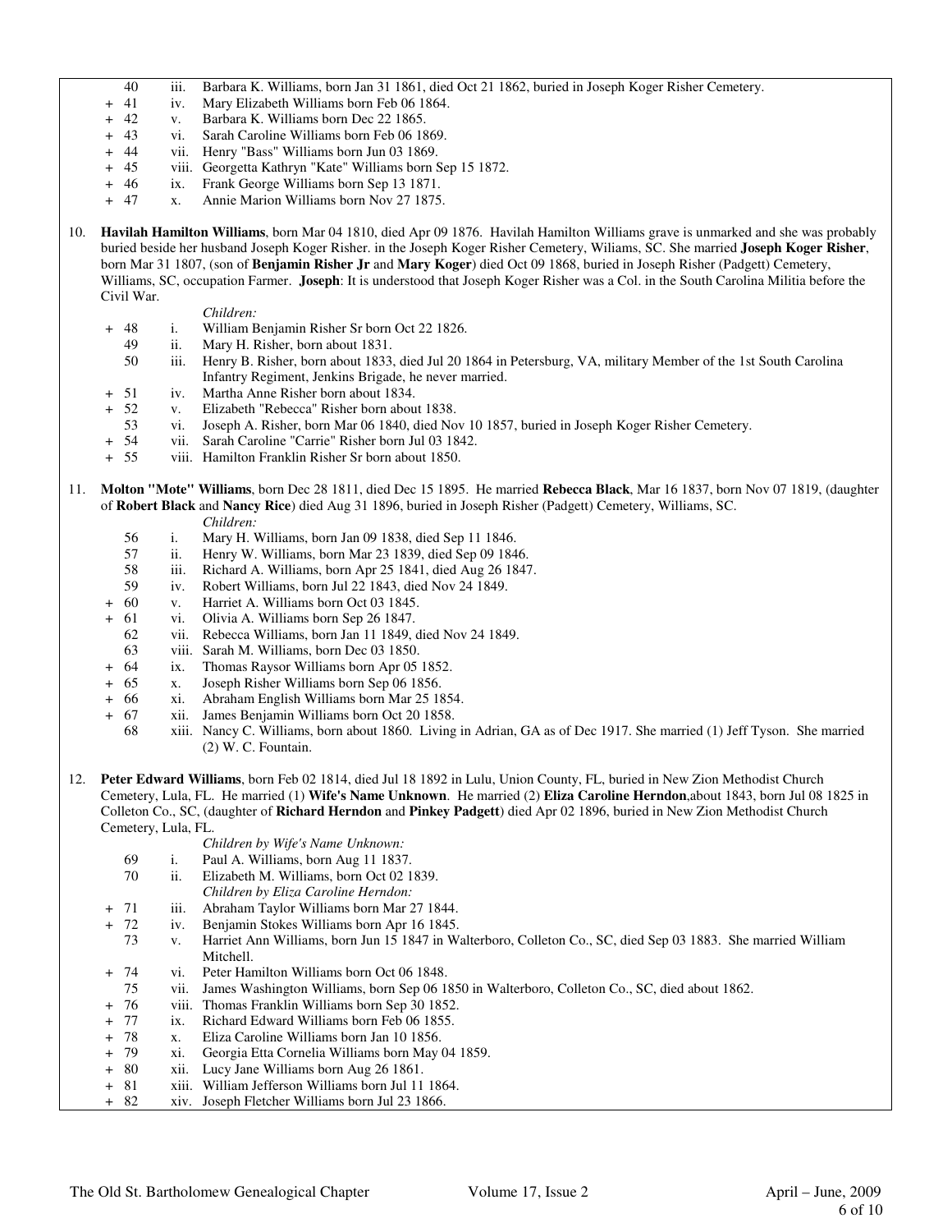- 40 iii. Barbara K. Williams, born Jan 31 1861, died Oct 21 1862, buried in Joseph Koger Risher Cemetery.
- \+ 41 iv. Mary Elizabeth Williams born Feb 06 1864.
- \+ 42 v. Barbara K. Williams born Dec 22 1865.
- \+ 43 vi. Sarah Caroline Williams born Feb 06 1869.
- \+ 44 vii. Henry "Bass" Williams born Jun 03 1869.
- \+ 45 viii. Georgetta Kathryn "Kate" Williams born Sep 15 1872.
- \+ 46 ix. Frank George Williams born Sep 13 1871.
- \+ 47 x. Annie Marion Williams born Nov 27 1875.

10. **Havilah Hamilton Williams**, born Mar 04 1810, died Apr 09 1876. Havilah Hamilton Williams grave is unmarked and she was probably buried beside her husband Joseph Koger Risher. in the Joseph Koger Risher Cemetery, Wiliams, SC. She married **Joseph Koger Risher**, born Mar 31 1807, (son of **Benjamin Risher Jr** and **Mary Koger**) died Oct 09 1868, buried in Joseph Risher (Padgett) Cemetery, Williams, SC, occupation Farmer. **Joseph**: It is understood that Joseph Koger Risher was a Col. in the South Carolina Militia before the Civil War.

    *Children:*

    - \+ 48 i. William Benjamin Risher Sr born Oct 22 1826.
    - 49 ii. Mary H. Risher, born about 1831.
    - 50 iii. Henry B. Risher, born about 1833, died Jul 20 1864 in Petersburg, VA, military Member of the 1st South Carolina Infantry Regiment, Jenkins Brigade, he never married.
    - \+ 51 iv. Martha Anne Risher born about 1834.
    - \+ 52 v. Elizabeth "Rebecca" Risher born about 1838.
    - 53 vi. Joseph A. Risher, born Mar 06 1840, died Nov 10 1857, buried in Joseph Koger Risher Cemetery.
    - \+ 54 vii. Sarah Caroline "Carrie" Risher born Jul 03 1842.
    - \+ 55 viii. Hamilton Franklin Risher Sr born about 1850.

11. **Molton "Mote" Williams**, born Dec 28 1811, died Dec 15 1895. He married **Rebecca Black**, Mar 16 1837, born Nov 07 1819, (daughter of **Robert Black** and **Nancy Rice**) died Aug 31 1896, buried in Joseph Risher (Padgett) Cemetery, Williams, SC.

    *Children:*

    - 56 i. Mary H. Williams, born Jan 09 1838, died Sep 11 1846.
    - 57 ii. Henry W. Williams, born Mar 23 1839, died Sep 09 1846.
    - 58 iii. Richard A. Williams, born Apr 25 1841, died Aug 26 1847.
    - 59 iv. Robert Williams, born Jul 22 1843, died Nov 24 1849.
    - \+ 60 v. Harriet A. Williams born Oct 03 1845.
    - \+ 61 vi. Olivia A. Williams born Sep 26 1847.
    - 62 vii. Rebecca Williams, born Jan 11 1849, died Nov 24 1849.
    - 63 viii. Sarah M. Williams, born Dec 03 1850.
    - \+ 64 ix. Thomas Raysor Williams born Apr 05 1852.
    - \+ 65 x. Joseph Risher Williams born Sep 06 1856.
    - \+ 66 xi. Abraham English Williams born Mar 25 1854.
    - \+ 67 xii. James Benjamin Williams born Oct 20 1858.
    - 68 xiii. Nancy C. Williams, born about 1860. Living in Adrian, GA as of Dec 1917. She married (1) Jeff Tyson. She married (2) W. C. Fountain.

12. **Peter Edward Williams**, born Feb 02 1814, died Jul 18 1892 in Lulu, Union County, FL, buried in New Zion Methodist Church Cemetery, Lula, FL. He married (1) **Wife's Name Unknown**. He married (2) **Eliza Caroline Herndon**,about 1843, born Jul 08 1825 in Colleton Co., SC, (daughter of **Richard Herndon** and **Pinkey Padgett**) died Apr 02 1896, buried in New Zion Methodist Church Cemetery, Lula, FL.

    *Children by Wife's Name Unknown:*

    - 69 i. Paul A. Williams, born Aug 11 1837.
    - 70 ii. Elizabeth M. Williams, born Oct 02 1839.

    *Children by Eliza Caroline Herndon:*

    - \+ 71 iii. Abraham Taylor Williams born Mar 27 1844.
    - \+ 72 iv. Benjamin Stokes Williams born Apr 16 1845.
    - 73 v. Harriet Ann Williams, born Jun 15 1847 in Walterboro, Colleton Co., SC, died Sep 03 1883. She married William Mitchell.
    - \+ 74 vi. Peter Hamilton Williams born Oct 06 1848.
    - 75 vii. James Washington Williams, born Sep 06 1850 in Walterboro, Colleton Co., SC, died about 1862.
    - \+ 76 viii. Thomas Franklin Williams born Sep 30 1852.
    - \+ 77 ix. Richard Edward Williams born Feb 06 1855.
    - \+ 78 x. Eliza Caroline Williams born Jan 10 1856.
    - \+ 79 xi. Georgia Etta Cornelia Williams born May 04 1859.
    - \+ 80 xii. Lucy Jane Williams born Aug 26 1861.
    - \+ 81 xiii. William Jefferson Williams born Jul 11 1864.
    - \+ 82 xiv. Joseph Fletcher Williams born Jul 23 1866.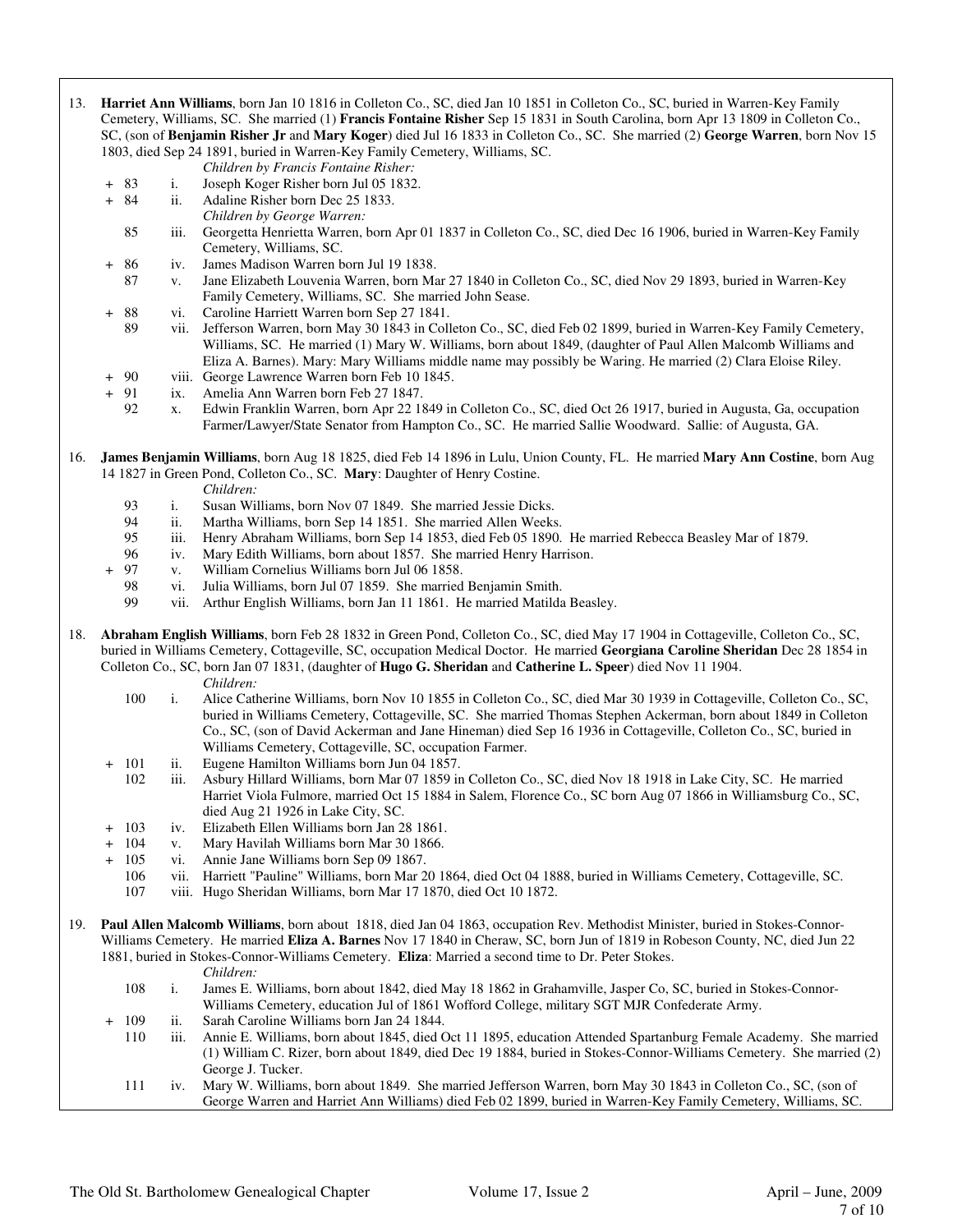13. **Harriet Ann Williams**, born Jan 10 1816 in Colleton Co., SC, died Jan 10 1851 in Colleton Co., SC, buried in Warren-Key Family Cemetery, Williams, SC. She married (1) **Francis Fontaine Risher** Sep 15 1831 in South Carolina, born Apr 13 1809 in Colleton Co., SC, (son of **Benjamin Risher Jr** and **Mary Koger**) died Jul 16 1833 in Colleton Co., SC. She married (2) **George Warren**, born Nov 15 1803, died Sep 24 1891, buried in Warren-Key Family Cemetery, Williams, SC.

    *Children by Francis Fontaine Risher:*

    - \+ 83 i. Joseph Koger Risher born Jul 05 1832.
    - \+ 84 ii. Adaline Risher born Dec 25 1833.

    *Children by George Warren:*

    - 85 iii. Georgetta Henrietta Warren, born Apr 01 1837 in Colleton Co., SC, died Dec 16 1906, buried in Warren-Key Family Cemetery, Williams, SC.
    - \+ 86 iv. James Madison Warren born Jul 19 1838.
    - 87 v. Jane Elizabeth Louvenia Warren, born Mar 27 1840 in Colleton Co., SC, died Nov 29 1893, buried in Warren-Key Family Cemetery, Williams, SC. She married John Sease.
    - \+ 88 vi. Caroline Harriett Warren born Sep 27 1841.
    - 89 vii. Jefferson Warren, born May 30 1843 in Colleton Co., SC, died Feb 02 1899, buried in Warren-Key Family Cemetery, Williams, SC. He married (1) Mary W. Williams, born about 1849, (daughter of Paul Allen Malcomb Williams and Eliza A. Barnes). Mary: Mary Williams middle name may possibly be Waring. He married (2) Clara Eloise Riley.
    - \+ 90 viii. George Lawrence Warren born Feb 10 1845.
    - \+ 91 ix. Amelia Ann Warren born Feb 27 1847.
    - 92 x. Edwin Franklin Warren, born Apr 22 1849 in Colleton Co., SC, died Oct 26 1917, buried in Augusta, Ga, occupation Farmer/Lawyer/State Senator from Hampton Co., SC. He married Sallie Woodward. Sallie: of Augusta, GA.

16. **James Benjamin Williams**, born Aug 18 1825, died Feb 14 1896 in Lulu, Union County, FL. He married **Mary Ann Costine**, born Aug 14 1827 in Green Pond, Colleton Co., SC. **Mary**: Daughter of Henry Costine.

    *Children:*

    - 93 i. Susan Williams, born Nov 07 1849. She married Jessie Dicks.
    - 94 ii. Martha Williams, born Sep 14 1851. She married Allen Weeks.
    - 95 iii. Henry Abraham Williams, born Sep 14 1853, died Feb 05 1890. He married Rebecca Beasley Mar of 1879.
    - 96 iv. Mary Edith Williams, born about 1857. She married Henry Harrison.
    - \+ 97 v. William Cornelius Williams born Jul 06 1858.
    - 98 vi. Julia Williams, born Jul 07 1859. She married Benjamin Smith.
    - 99 vii. Arthur English Williams, born Jan 11 1861. He married Matilda Beasley.

18. **Abraham English Williams**, born Feb 28 1832 in Green Pond, Colleton Co., SC, died May 17 1904 in Cottageville, Colleton Co., SC, buried in Williams Cemetery, Cottageville, SC, occupation Medical Doctor. He married **Georgiana Caroline Sheridan** Dec 28 1854 in Colleton Co., SC, born Jan 07 1831, (daughter of **Hugo G. Sheridan** and **Catherine L. Speer**) died Nov 11 1904.

    *Children:*

    - 100 i. Alice Catherine Williams, born Nov 10 1855 in Colleton Co., SC, died Mar 30 1939 in Cottageville, Colleton Co., SC, buried in Williams Cemetery, Cottageville, SC. She married Thomas Stephen Ackerman, born about 1849 in Colleton Co., SC, (son of David Ackerman and Jane Hineman) died Sep 16 1936 in Cottageville, Colleton Co., SC, buried in Williams Cemetery, Cottageville, SC, occupation Farmer.
    - \+ 101 ii. Eugene Hamilton Williams born Jun 04 1857.
    - 102 iii. Asbury Hillard Williams, born Mar 07 1859 in Colleton Co., SC, died Nov 18 1918 in Lake City, SC. He married Harriet Viola Fulmore, married Oct 15 1884 in Salem, Florence Co., SC born Aug 07 1866 in Williamsburg Co., SC, died Aug 21 1926 in Lake City, SC.
    - \+ 103 iv. Elizabeth Ellen Williams born Jan 28 1861.
    - \+ 104 v. Mary Havilah Williams born Mar 30 1866.
    - \+ 105 vi. Annie Jane Williams born Sep 09 1867.
    - 106 vii. Harriett "Pauline" Williams, born Mar 20 1864, died Oct 04 1888, buried in Williams Cemetery, Cottageville, SC.
    - 107 viii. Hugo Sheridan Williams, born Mar 17 1870, died Oct 10 1872.

19. **Paul Allen Malcomb Williams**, born about 1818, died Jan 04 1863, occupation Rev. Methodist Minister, buried in Stokes-Connor-Williams Cemetery. He married **Eliza A. Barnes** Nov 17 1840 in Cheraw, SC, born Jun of 1819 in Robeson County, NC, died Jun 22 1881, buried in Stokes-Connor-Williams Cemetery. **Eliza**: Married a second time to Dr. Peter Stokes.

    *Children:*

    - 108 i. James E. Williams, born about 1842, died May 18 1862 in Grahamville, Jasper Co, SC, buried in Stokes-Connor-Williams Cemetery, education Jul of 1861 Wofford College, military SGT MJR Confederate Army.
    - \+ 109 ii. Sarah Caroline Williams born Jan 24 1844.
    - 110 iii. Annie E. Williams, born about 1845, died Oct 11 1895, education Attended Spartanburg Female Academy. She married (1) William C. Rizer, born about 1849, died Dec 19 1884, buried in Stokes-Connor-Williams Cemetery. She married (2) George J. Tucker.
    - 111 iv. Mary W. Williams, born about 1849. She married Jefferson Warren, born May 30 1843 in Colleton Co., SC, (son of George Warren and Harriet Ann Williams) died Feb 02 1899, buried in Warren-Key Family Cemetery, Williams, SC.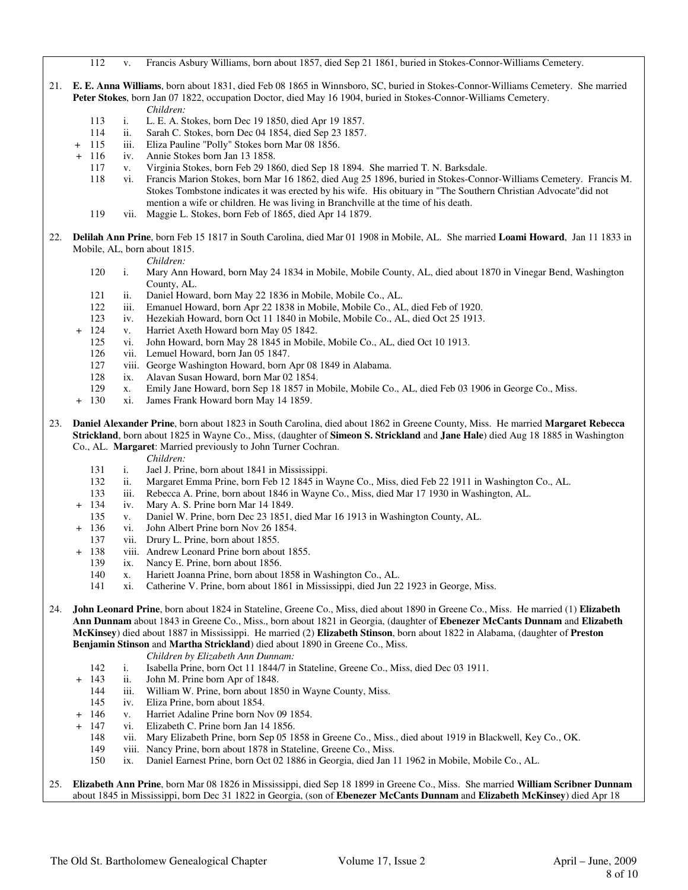112 v. Francis Asbury Williams, born about 1857, died Sep 21 1861, buried in Stokes-Connor-Williams Cemetery.

21. **E. E. Anna Williams**, born about 1831, died Feb 08 1865 in Winnsboro, SC, buried in Stokes-Connor-Williams Cemetery. She married **Peter Stokes**, born Jan 07 1822, occupation Doctor, died May 16 1904, buried in Stokes-Connor-Williams Cemetery.

*Children:*

113 i. L. E. A. Stokes, born Dec 19 1850, died Apr 19 1857.
114 ii. Sarah C. Stokes, born Dec 04 1854, died Sep 23 1857.
\+ 115 iii. Eliza Pauline "Polly" Stokes born Mar 08 1856.
\+ 116 iv. Annie Stokes born Jan 13 1858.
117 v. Virginia Stokes, born Feb 29 1860, died Sep 18 1894. She married T. N. Barksdale.
118 vi. Francis Marion Stokes, born Mar 16 1862, died Aug 25 1896, buried in Stokes-Connor-Williams Cemetery. Francis M. Stokes Tombstone indicates it was erected by his wife. His obituary in "The Southern Christian Advocate"did not mention a wife or children. He was living in Branchville at the time of his death.
119 vii. Maggie L. Stokes, born Feb of 1865, died Apr 14 1879.

22. **Delilah Ann Prine**, born Feb 15 1817 in South Carolina, died Mar 01 1908 in Mobile, AL. She married **Loami Howard**, Jan 11 1833 in Mobile, AL, born about 1815.

*Children:*

120 i. Mary Ann Howard, born May 24 1834 in Mobile, Mobile County, AL, died about 1870 in Vinegar Bend, Washington County, AL.
121 ii. Daniel Howard, born May 22 1836 in Mobile, Mobile Co., AL.
122 iii. Emanuel Howard, born Apr 22 1838 in Mobile, Mobile Co., AL, died Feb of 1920.
123 iv. Hezekiah Howard, born Oct 11 1840 in Mobile, Mobile Co., AL, died Oct 25 1913.
\+ 124 v. Harriet Axeth Howard born May 05 1842.
125 vi. John Howard, born May 28 1845 in Mobile, Mobile Co., AL, died Oct 10 1913.
126 vii. Lemuel Howard, born Jan 05 1847.
127 viii. George Washington Howard, born Apr 08 1849 in Alabama.
128 ix. Alavan Susan Howard, born Mar 02 1854.
129 x. Emily Jane Howard, born Sep 18 1857 in Mobile, Mobile Co., AL, died Feb 03 1906 in George Co., Miss.
\+ 130 xi. James Frank Howard born May 14 1859.

23. **Daniel Alexander Prine**, born about 1823 in South Carolina, died about 1862 in Greene County, Miss. He married **Margaret Rebecca Strickland**, born about 1825 in Wayne Co., Miss, (daughter of **Simeon S. Strickland** and **Jane Hale**) died Aug 18 1885 in Washington Co., AL. **Margaret**: Married previously to John Turner Cochran.

*Children:*

131 i. Jael J. Prine, born about 1841 in Mississippi.
132 ii. Margaret Emma Prine, born Feb 12 1845 in Wayne Co., Miss, died Feb 22 1911 in Washington Co., AL.
133 iii. Rebecca A. Prine, born about 1846 in Wayne Co., Miss, died Mar 17 1930 in Washington, AL.
\+ 134 iv. Mary A. S. Prine born Mar 14 1849.
135 v. Daniel W. Prine, born Dec 23 1851, died Mar 16 1913 in Washington County, AL.
\+ 136 vi. John Albert Prine born Nov 26 1854.
137 vii. Drury L. Prine, born about 1855.
\+ 138 viii. Andrew Leonard Prine born about 1855.
139 ix. Nancy E. Prine, born about 1856.
140 x. Hariett Joanna Prine, born about 1858 in Washington Co., AL.
141 xi. Catherine V. Prine, born about 1861 in Mississippi, died Jun 22 1923 in George, Miss.

24. **John Leonard Prine**, born about 1824 in Stateline, Greene Co., Miss, died about 1890 in Greene Co., Miss. He married (1) **Elizabeth Ann Dunnam** about 1843 in Greene Co., Miss., born about 1821 in Georgia, (daughter of **Ebenezer McCants Dunnam** and **Elizabeth McKinsey**) died about 1887 in Mississippi. He married (2) **Elizabeth Stinson**, born about 1822 in Alabama, (daughter of **Preston Benjamin Stinson** and **Martha Strickland**) died about 1890 in Greene Co., Miss.

*Children by Elizabeth Ann Dunnam:*

142 i. Isabella Prine, born Oct 11 1844/7 in Stateline, Greene Co., Miss, died Dec 03 1911.
\+ 143 ii. John M. Prine born Apr of 1848.
144 iii. William W. Prine, born about 1850 in Wayne County, Miss.
145 iv. Eliza Prine, born about 1854.
\+ 146 v. Harriet Adaline Prine born Nov 09 1854.
\+ 147 vi. Elizabeth C. Prine born Jan 14 1856.
148 vii. Mary Elizabeth Prine, born Sep 05 1858 in Greene Co., Miss., died about 1919 in Blackwell, Key Co., OK.
149 viii. Nancy Prine, born about 1878 in Stateline, Greene Co., Miss.
150 ix. Daniel Earnest Prine, born Oct 02 1886 in Georgia, died Jan 11 1962 in Mobile, Mobile Co., AL.

25. **Elizabeth Ann Prine**, born Mar 08 1826 in Mississippi, died Sep 18 1899 in Greene Co., Miss. She married **William Scribner Dunnam** about 1845 in Mississippi, born Dec 31 1822 in Georgia, (son of **Ebenezer McCants Dunnam** and **Elizabeth McKinsey**) died Apr 18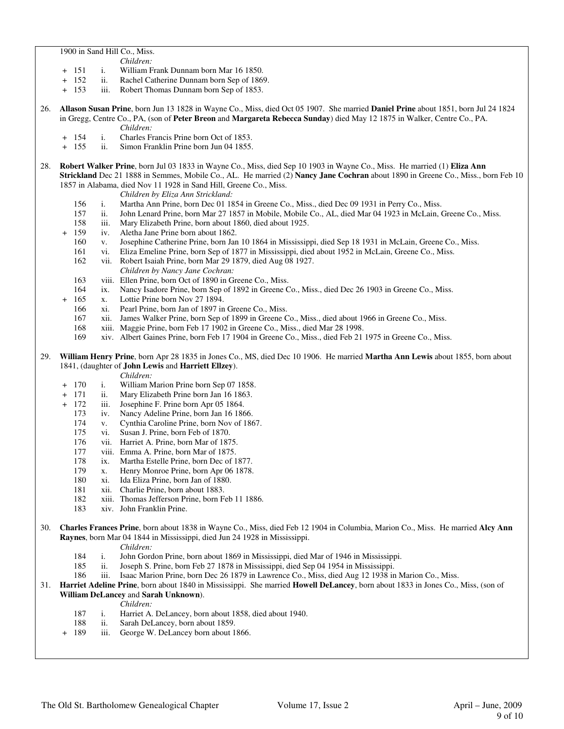1900 in Sand Hill Co., Miss.

*Children:*

- \+ 151 i. William Frank Dunnam born Mar 16 1850.
- \+ 152 ii. Rachel Catherine Dunnam born Sep of 1869.
- \+ 153 iii. Robert Thomas Dunnam born Sep of 1853.

26. **Allason Susan Prine**, born Jun 13 1828 in Wayne Co., Miss, died Oct 05 1907. She married **Daniel Prine** about 1851, born Jul 24 1824 in Gregg, Centre Co., PA, (son of **Peter Breon** and **Margareta Rebecca Sunday**) died May 12 1875 in Walker, Centre Co., PA.

*Children:*

- \+ 154 i. Charles Francis Prine born Oct of 1853.
- \+ 155 ii. Simon Franklin Prine born Jun 04 1855.

28. **Robert Walker Prine**, born Jul 03 1833 in Wayne Co., Miss, died Sep 10 1903 in Wayne Co., Miss. He married (1) **Eliza Ann Strickland** Dec 21 1888 in Semmes, Mobile Co., AL. He married (2) **Nancy Jane Cochran** about 1890 in Greene Co., Miss., born Feb 10 1857 in Alabama, died Nov 11 1928 in Sand Hill, Greene Co., Miss.

*Children by Eliza Ann Strickland:*

- 156 i. Martha Ann Prine, born Dec 01 1854 in Greene Co., Miss., died Dec 09 1931 in Perry Co., Miss.
- 157 ii. John Lenard Prine, born Mar 27 1857 in Mobile, Mobile Co., AL, died Mar 04 1923 in McLain, Greene Co., Miss.
- 158 iii. Mary Elizabeth Prine, born about 1860, died about 1925.
- \+ 159 iv. Aletha Jane Prine born about 1862.
- 160 v. Josephine Catherine Prine, born Jan 10 1864 in Mississippi, died Sep 18 1931 in McLain, Greene Co., Miss.
- 161 vi. Eliza Emeline Prine, born Sep of 1877 in Mississippi, died about 1952 in McLain, Greene Co., Miss.
- 162 vii. Robert Isaiah Prine, born Mar 29 1879, died Aug 08 1927.

*Children by Nancy Jane Cochran:*

- 163 viii. Ellen Prine, born Oct of 1890 in Greene Co., Miss.
- 164 ix. Nancy Isadore Prine, born Sep of 1892 in Greene Co., Miss., died Dec 26 1903 in Greene Co., Miss.
- \+ 165 x. Lottie Prine born Nov 27 1894.
- 166 xi. Pearl Prine, born Jan of 1897 in Greene Co., Miss.
- 167 xii. James Walker Prine, born Sep of 1899 in Greene Co., Miss., died about 1966 in Greene Co., Miss.
- 168 xiii. Maggie Prine, born Feb 17 1902 in Greene Co., Miss., died Mar 28 1998.
- 169 xiv. Albert Gaines Prine, born Feb 17 1904 in Greene Co., Miss., died Feb 21 1975 in Greene Co., Miss.

29. **William Henry Prine**, born Apr 28 1835 in Jones Co., MS, died Dec 10 1906. He married **Martha Ann Lewis** about 1855, born about 1841, (daughter of **John Lewis** and **Harriett Ellzey**).

*Children:*

- \+ 170 i. William Marion Prine born Sep 07 1858.
- \+ 171 ii. Mary Elizabeth Prine born Jan 16 1863.
- \+ 172 iii. Josephine F. Prine born Apr 05 1864.
- 173 iv. Nancy Adeline Prine, born Jan 16 1866.
- 174 v. Cynthia Caroline Prine, born Nov of 1867.
- 175 vi. Susan J. Prine, born Feb of 1870.
- 176 vii. Harriet A. Prine, born Mar of 1875.
- 177 viii. Emma A. Prine, born Mar of 1875.
- 178 ix. Martha Estelle Prine, born Dec of 1877.
- 179 x. Henry Monroe Prine, born Apr 06 1878.
- 180 xi. Ida Eliza Prine, born Jan of 1880.
- 181 xii. Charlie Prine, born about 1883.
- 182 xiii. Thomas Jefferson Prine, born Feb 11 1886.
- 183 xiv. John Franklin Prine.

30. **Charles Frances Prine**, born about 1838 in Wayne Co., Miss, died Feb 12 1904 in Columbia, Marion Co., Miss. He married **Alcy Ann Raynes**, born Mar 04 1844 in Mississippi, died Jun 24 1928 in Mississippi.

*Children:*

- 184 i. John Gordon Prine, born about 1869 in Mississippi, died Mar of 1946 in Mississippi.
- 185 ii. Joseph S. Prine, born Feb 27 1878 in Mississippi, died Sep 04 1954 in Mississippi.
- 186 iii. Isaac Marion Prine, born Dec 26 1879 in Lawrence Co., Miss, died Aug 12 1938 in Marion Co., Miss.

31. **Harriet Adeline Prine**, born about 1840 in Mississippi. She married **Howell DeLancey**, born about 1833 in Jones Co., Miss, (son of **William DeLancey** and **Sarah Unknown**).

*Children:*

- 187 i. Harriet A. DeLancey, born about 1858, died about 1940.
- 188 ii. Sarah DeLancey, born about 1859.
- \+ 189 iii. George W. DeLancey born about 1866.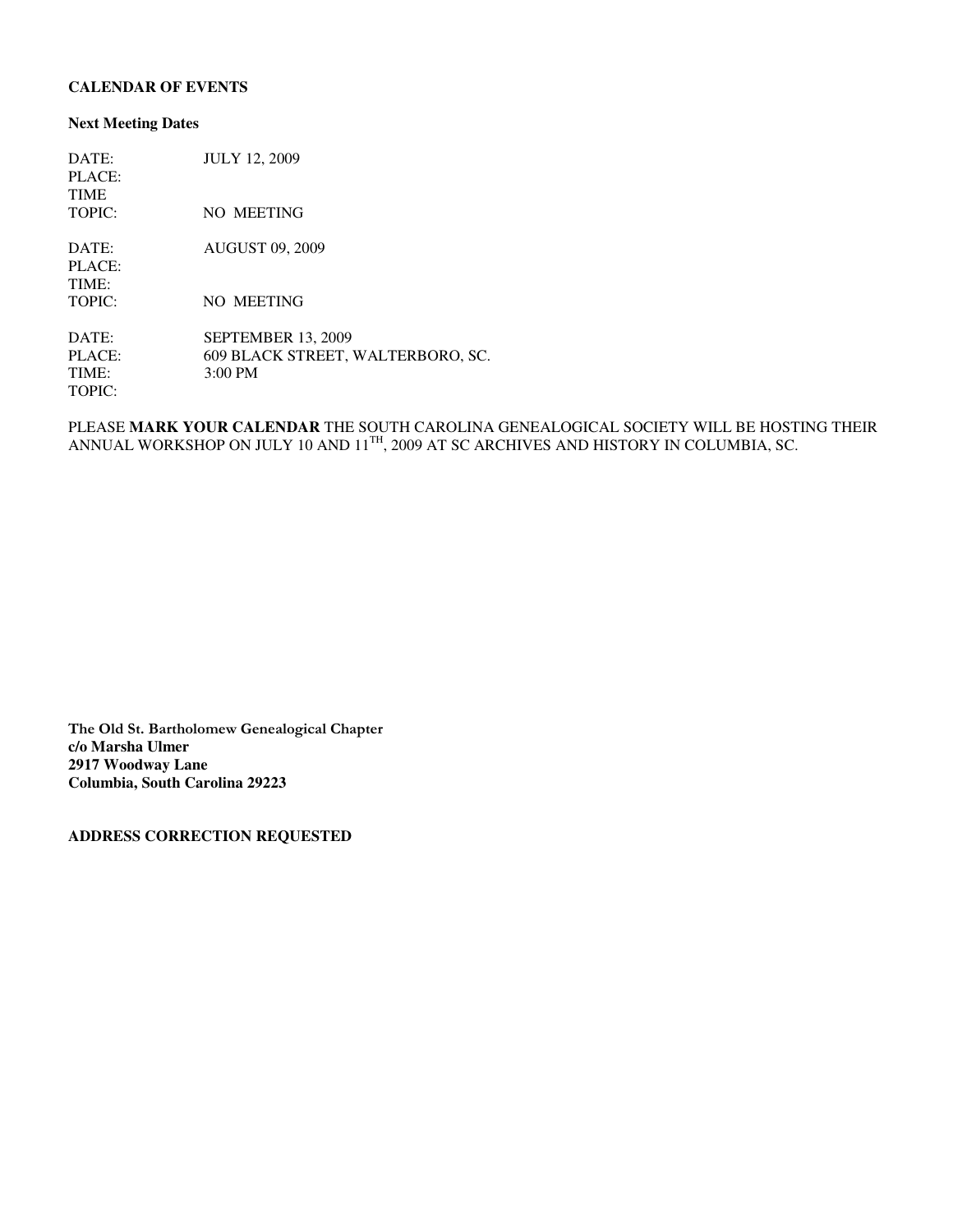**CALENDAR OF EVENTS**

**Next Meeting Dates**

| | |
|---|---|
| DATE: | JULY 12, 2009 |
| PLACE: | |
| TIME | |
| TOPIC: | NO MEETING |
| | |
| DATE: | AUGUST 09, 2009 |
| PLACE: | |
| TIME: | |
| TOPIC: | NO MEETING |
| | |
| DATE: | SEPTEMBER 13, 2009 |
| PLACE: | 609 BLACK STREET, WALTERBORO, SC. |
| TIME: | 3:00 PM |
| TOPIC: | |

PLEASE **MARK YOUR CALENDAR** THE SOUTH CAROLINA GENEALOGICAL SOCIETY WILL BE HOSTING THEIR ANNUAL WORKSHOP ON JULY 10 AND 11TH, 2009 AT SC ARCHIVES AND HISTORY IN COLUMBIA, SC.

**The Old St. Bartholomew Genealogical Chapter**
**c/o Marsha Ulmer**
**2917 Woodway Lane**
**Columbia, South Carolina 29223**

**ADDRESS CORRECTION REQUESTED**